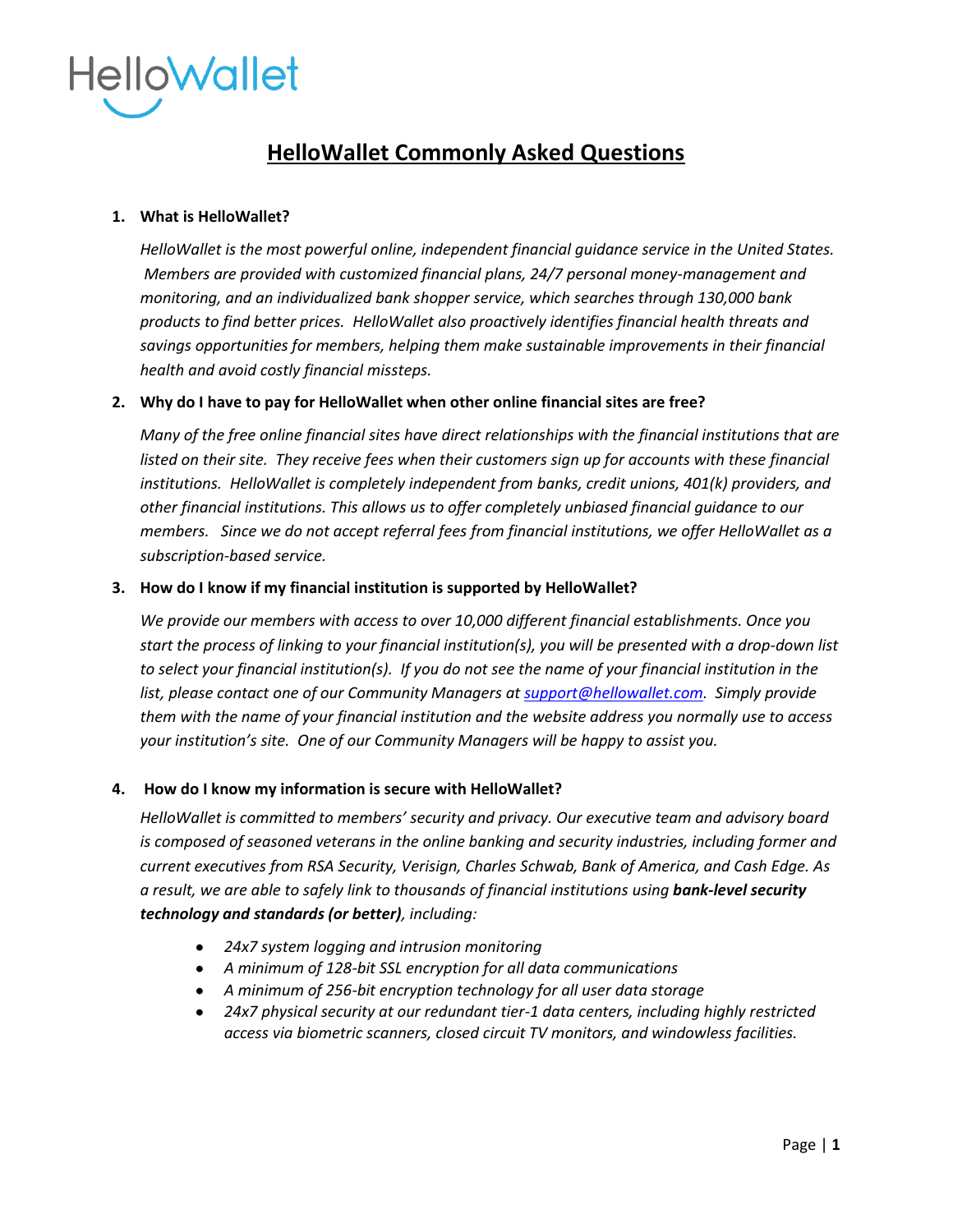HelloWallet

# HelloWallet Commonly Asked Questions

1. **What is HelloWallet?**

   *HelloWallet is the most powerful online, independent financial guidance service in the United States. Members are provided with customized financial plans, 24/7 personal money-management and monitoring, and an individualized bank shopper service, which searches through 130,000 bank products to find better prices. HelloWallet also proactively identifies financial health threats and savings opportunities for members, helping them make sustainable improvements in their financial health and avoid costly financial missteps.*

2. **Why do I have to pay for HelloWallet when other online financial sites are free?**

   *Many of the free online financial sites have direct relationships with the financial institutions that are listed on their site. They receive fees when their customers sign up for accounts with these financial institutions. HelloWallet is completely independent from banks, credit unions, 401(k) providers, and other financial institutions. This allows us to offer completely unbiased financial guidance to our members. Since we do not accept referral fees from financial institutions, we offer HelloWallet as a subscription-based service.*

3. **How do I know if my financial institution is supported by HelloWallet?**

   *We provide our members with access to over 10,000 different financial establishments. Once you start the process of linking to your financial institution(s), you will be presented with a drop-down list to select your financial institution(s). If you do not see the name of your financial institution in the list, please contact one of our Community Managers at [support@hellowallet.com](mailto:support@hellowallet.com). Simply provide them with the name of your financial institution and the website address you normally use to access your institution's site. One of our Community Managers will be happy to assist you.*

4. **How do I know my information is secure with HelloWallet?**

   *HelloWallet is committed to members' security and privacy. Our executive team and advisory board is composed of seasoned veterans in the online banking and security industries, including former and current executives from RSA Security, Verisign, Charles Schwab, Bank of America, and Cash Edge. As a result, we are able to safely link to thousands of financial institutions using **bank-level security technology and standards (or better)**, including:*

   - *24x7 system logging and intrusion monitoring*
   - *A minimum of 128-bit SSL encryption for all data communications*
   - *A minimum of 256-bit encryption technology for all user data storage*
   - *24x7 physical security at our redundant tier-1 data centers, including highly restricted access via biometric scanners, closed circuit TV monitors, and windowless facilities.*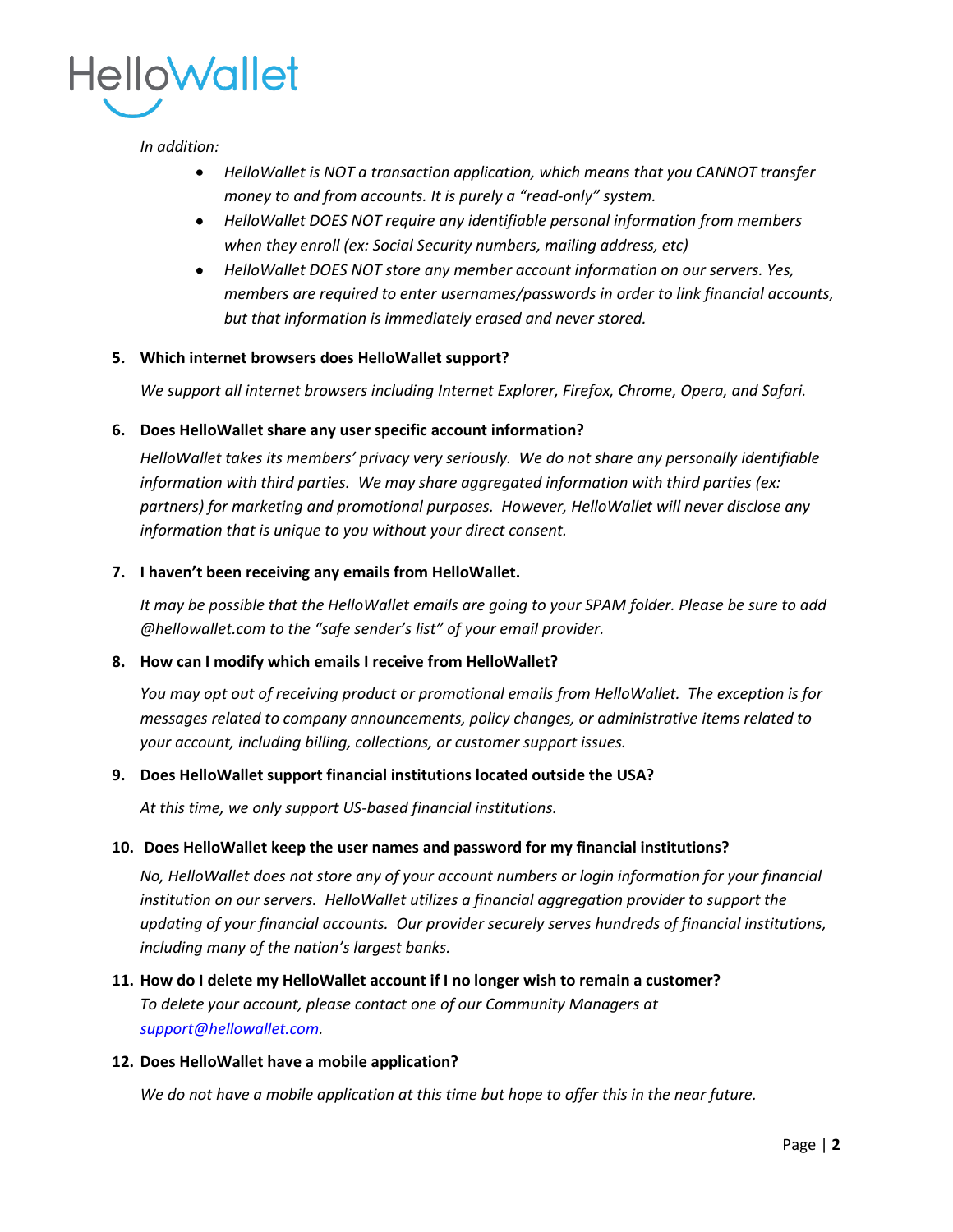*In addition:*

- *HelloWallet is NOT a transaction application, which means that you CANNOT transfer money to and from accounts. It is purely a "read-only" system.*
- *HelloWallet DOES NOT require any identifiable personal information from members when they enroll (ex: Social Security numbers, mailing address, etc)*
- *HelloWallet DOES NOT store any member account information on our servers. Yes, members are required to enter usernames/passwords in order to link financial accounts, but that information is immediately erased and never stored.*

5. **Which internet browsers does HelloWallet support?**

   *We support all internet browsers including Internet Explorer, Firefox, Chrome, Opera, and Safari.*

6. **Does HelloWallet share any user specific account information?**

   *HelloWallet takes its members' privacy very seriously. We do not share any personally identifiable information with third parties. We may share aggregated information with third parties (ex: partners) for marketing and promotional purposes. However, HelloWallet will never disclose any information that is unique to you without your direct consent.*

7. **I haven't been receiving any emails from HelloWallet.**

   *It may be possible that the HelloWallet emails are going to your SPAM folder. Please be sure to add @hellowallet.com to the "safe sender's list" of your email provider.*

8. **How can I modify which emails I receive from HelloWallet?**

   *You may opt out of receiving product or promotional emails from HelloWallet. The exception is for messages related to company announcements, policy changes, or administrative items related to your account, including billing, collections, or customer support issues.*

9. **Does HelloWallet support financial institutions located outside the USA?**

   *At this time, we only support US-based financial institutions.*

10. **Does HelloWallet keep the user names and password for my financial institutions?**

    *No, HelloWallet does not store any of your account numbers or login information for your financial institution on our servers. HelloWallet utilizes a financial aggregation provider to support the updating of your financial accounts. Our provider securely serves hundreds of financial institutions, including many of the nation's largest banks.*

11. **How do I delete my HelloWallet account if I no longer wish to remain a customer?**

    *To delete your account, please contact one of our Community Managers at [support@hellowallet.com](mailto:support@hellowallet.com).*

12. **Does HelloWallet have a mobile application?**

    *We do not have a mobile application at this time but hope to offer this in the near future.*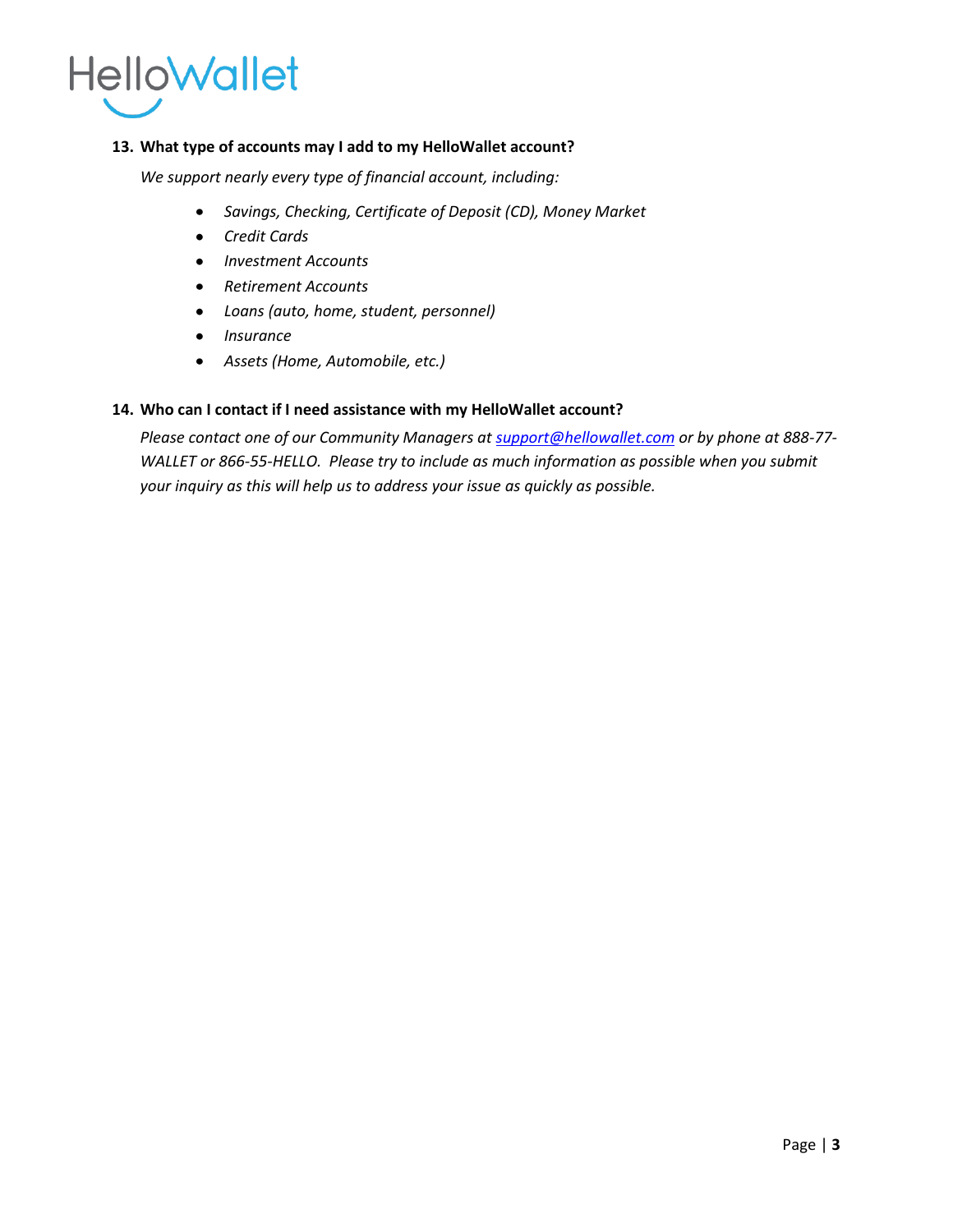**13. What type of accounts may I add to my HelloWallet account?**

*We support nearly every type of financial account, including:*

- *Savings, Checking, Certificate of Deposit (CD), Money Market*
- *Credit Cards*
- *Investment Accounts*
- *Retirement Accounts*
- *Loans (auto, home, student, personnel)*
- *Insurance*
- *Assets (Home, Automobile, etc.)*

**14. Who can I contact if I need assistance with my HelloWallet account?**

*Please contact one of our Community Managers at [support@hellowallet.com](mailto:support@hellowallet.com) or by phone at 888-77-WALLET or 866-55-HELLO. Please try to include as much information as possible when you submit your inquiry as this will help us to address your issue as quickly as possible.*